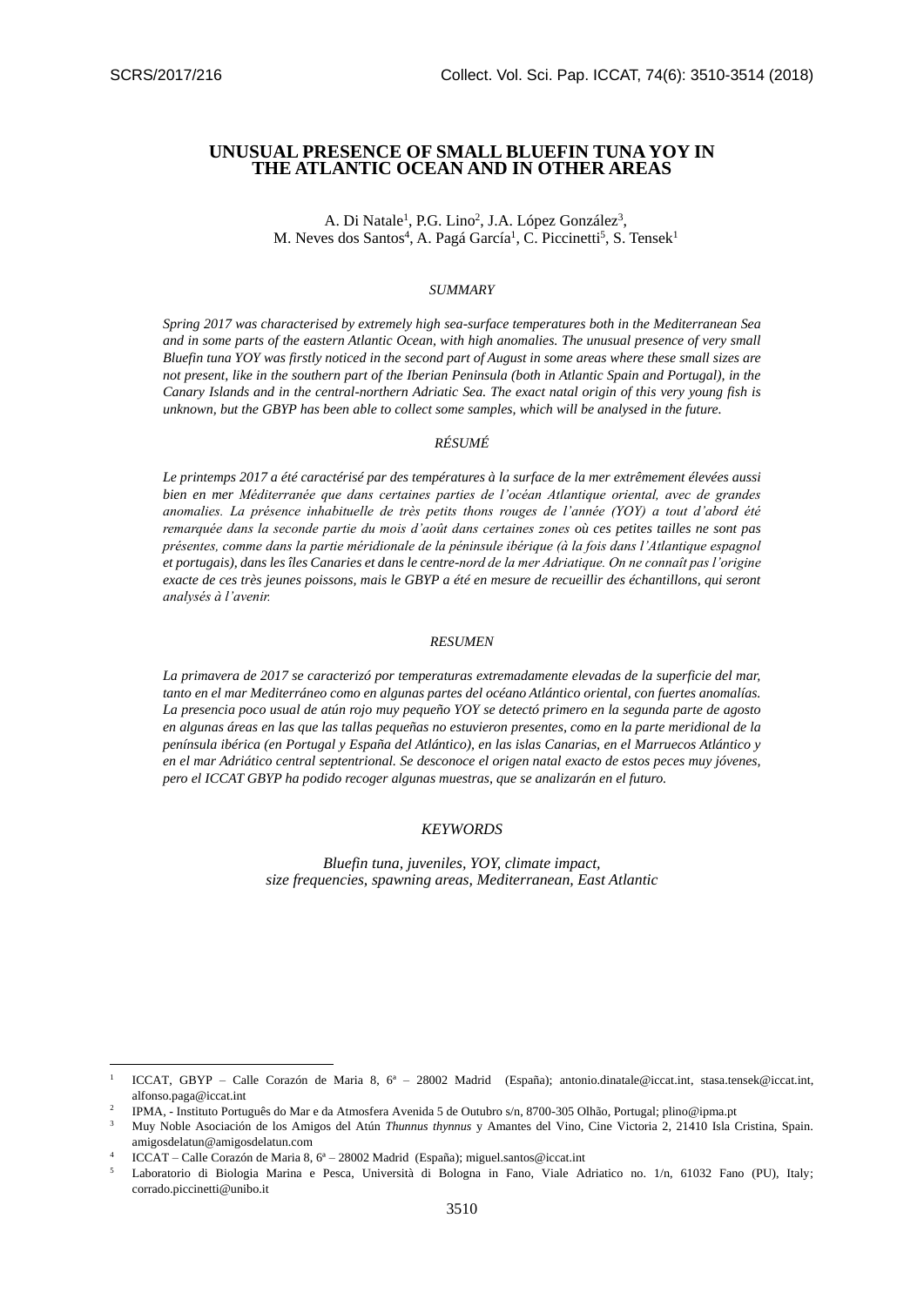# UNUSUAL PRESENCE OF SMALL BLUEFIN TUNA YOY IN THE ATLANTIC OCEAN AND IN OTHER AREAS

A. Di Natale[1], P.G. Lino[2], J.A. López González[3],
M. Neves dos Santos[4], A. Pagá García[1], C. Piccinetti[5], S. Tensek[1]

### *SUMMARY*

*Spring 2017 was characterised by extremely high sea-surface temperatures both in the Mediterranean Sea and in some parts of the eastern Atlantic Ocean, with high anomalies. The unusual presence of very small Bluefin tuna YOY was firstly noticed in the second part of August in some areas where these small sizes are not present, like in the southern part of the Iberian Peninsula (both in Atlantic Spain and Portugal), in the Canary Islands and in the central-northern Adriatic Sea. The exact natal origin of this very young fish is unknown, but the GBYP has been able to collect some samples, which will be analysed in the future.*

### *RÉSUMÉ*

*Le printemps 2017 a été caractérisé par des températures à la surface de la mer extrêmement élevées aussi bien en mer Méditerranée que dans certaines parties de l'océan Atlantique oriental, avec de grandes anomalies. La présence inhabituelle de très petits thons rouges de l'année (YOY) a tout d'abord été remarquée dans la seconde partie du mois d'août dans certaines zones où ces petites tailles ne sont pas présentes, comme dans la partie méridionale de la péninsule ibérique (à la fois dans l'Atlantique espagnol et portugais), dans les îles Canaries et dans le centre-nord de la mer Adriatique. On ne connaît pas l'origine exacte de ces très jeunes poissons, mais le GBYP a été en mesure de recueillir des échantillons, qui seront analysés à l'avenir.*

### *RESUMEN*

*La primavera de 2017 se caracterizó por temperaturas extremadamente elevadas de la superficie del mar, tanto en el mar Mediterráneo como en algunas partes del océano Atlántico oriental, con fuertes anomalías. La presencia poco usual de atún rojo muy pequeño YOY se detectó primero en la segunda parte de agosto en algunas áreas en las que las tallas pequeñas no estuvieron presentes, como en la parte meridional de la península ibérica (en Portugal y España del Atlántico), en las islas Canarias, en el Marruecos Atlántico y en el mar Adriático central septentrional. Se desconoce el origen natal exacto de estos peces muy jóvenes, pero el ICCAT GBYP ha podido recoger algunas muestras, que se analizarán en el futuro.*

### *KEYWORDS*

*Bluefin tuna, juveniles, YOY, climate impact, size frequencies, spawning areas, Mediterranean, East Atlantic*

---

[1] ICCAT, GBYP – Calle Corazón de Maria 8, 6ª – 28002 Madrid (España); antonio.dinatale@iccat.int, stasa.tensek@iccat.int, alfonso.paga@iccat.int

[2] IPMA, - Instituto Português do Mar e da Atmosfera Avenida 5 de Outubro s/n, 8700-305 Olhão, Portugal; plino@ipma.pt

[3] Muy Noble Asociación de los Amigos del Atún *Thunnus thynnus* y Amantes del Vino, Cine Victoria 2, 21410 Isla Cristina, Spain. amigosdelatun@amigosdelatun.com

[4] ICCAT – Calle Corazón de Maria 8, 6ª – 28002 Madrid (España); miguel.santos@iccat.int

[5] Laboratorio di Biologia Marina e Pesca, Università di Bologna in Fano, Viale Adriatico no. 1/n, 61032 Fano (PU), Italy; corrado.piccinetti@unibo.it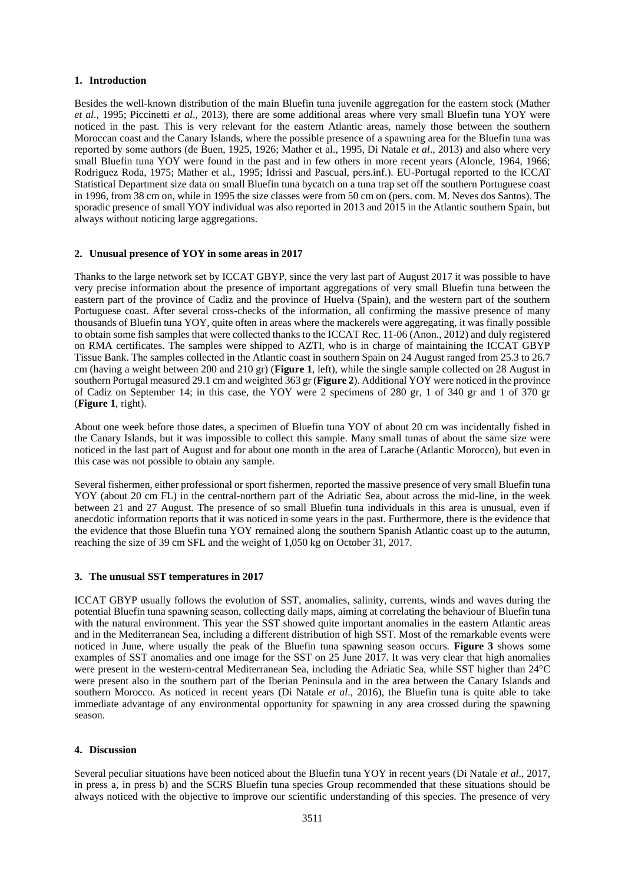## 1. Introduction

Besides the well-known distribution of the main Bluefin tuna juvenile aggregation for the eastern stock (Mather *et al*., 1995; Piccinetti *et al*., 2013), there are some additional areas where very small Bluefin tuna YOY were noticed in the past. This is very relevant for the eastern Atlantic areas, namely those between the southern Moroccan coast and the Canary Islands, where the possible presence of a spawning area for the Bluefin tuna was reported by some authors (de Buen, 1925, 1926; Mather et al., 1995, Di Natale *et al*., 2013) and also where very small Bluefin tuna YOY were found in the past and in few others in more recent years (Aloncle, 1964, 1966; Rodriguez Roda, 1975; Mather et al., 1995; Idrissi and Pascual, pers.inf.). EU-Portugal reported to the ICCAT Statistical Department size data on small Bluefin tuna bycatch on a tuna trap set off the southern Portuguese coast in 1996, from 38 cm on, while in 1995 the size classes were from 50 cm on (pers. com. M. Neves dos Santos). The sporadic presence of small YOY individual was also reported in 2013 and 2015 in the Atlantic southern Spain, but always without noticing large aggregations.

## 2. Unusual presence of YOY in some areas in 2017

Thanks to the large network set by ICCAT GBYP, since the very last part of August 2017 it was possible to have very precise information about the presence of important aggregations of very small Bluefin tuna between the eastern part of the province of Cadiz and the province of Huelva (Spain), and the western part of the southern Portuguese coast. After several cross-checks of the information, all confirming the massive presence of many thousands of Bluefin tuna YOY, quite often in areas where the mackerels were aggregating, it was finally possible to obtain some fish samples that were collected thanks to the ICCAT Rec. 11-06 (Anon., 2012) and duly registered on RMA certificates. The samples were shipped to AZTI, who is in charge of maintaining the ICCAT GBYP Tissue Bank. The samples collected in the Atlantic coast in southern Spain on 24 August ranged from 25.3 to 26.7 cm (having a weight between 200 and 210 gr) (**Figure 1**, left), while the single sample collected on 28 August in southern Portugal measured 29.1 cm and weighted 363 gr (**Figure 2**). Additional YOY were noticed in the province of Cadiz on September 14; in this case, the YOY were 2 specimens of 280 gr, 1 of 340 gr and 1 of 370 gr (**Figure 1**, right).

About one week before those dates, a specimen of Bluefin tuna YOY of about 20 cm was incidentally fished in the Canary Islands, but it was impossible to collect this sample. Many small tunas of about the same size were noticed in the last part of August and for about one month in the area of Larache (Atlantic Morocco), but even in this case was not possible to obtain any sample.

Several fishermen, either professional or sport fishermen, reported the massive presence of very small Bluefin tuna YOY (about 20 cm FL) in the central-northern part of the Adriatic Sea, about across the mid-line, in the week between 21 and 27 August. The presence of so small Bluefin tuna individuals in this area is unusual, even if anecdotic information reports that it was noticed in some years in the past. Furthermore, there is the evidence that the evidence that those Bluefin tuna YOY remained along the southern Spanish Atlantic coast up to the autumn, reaching the size of 39 cm SFL and the weight of 1,050 kg on October 31, 2017.

## 3. The unusual SST temperatures in 2017

ICCAT GBYP usually follows the evolution of SST, anomalies, salinity, currents, winds and waves during the potential Bluefin tuna spawning season, collecting daily maps, aiming at correlating the behaviour of Bluefin tuna with the natural environment. This year the SST showed quite important anomalies in the eastern Atlantic areas and in the Mediterranean Sea, including a different distribution of high SST. Most of the remarkable events were noticed in June, where usually the peak of the Bluefin tuna spawning season occurs. **Figure 3** shows some examples of SST anomalies and one image for the SST on 25 June 2017. It was very clear that high anomalies were present in the western-central Mediterranean Sea, including the Adriatic Sea, while SST higher than 24°C were present also in the southern part of the Iberian Peninsula and in the area between the Canary Islands and southern Morocco. As noticed in recent years (Di Natale *et al*., 2016), the Bluefin tuna is quite able to take immediate advantage of any environmental opportunity for spawning in any area crossed during the spawning season.

## 4. Discussion

Several peculiar situations have been noticed about the Bluefin tuna YOY in recent years (Di Natale *et al*., 2017, in press a, in press b) and the SCRS Bluefin tuna species Group recommended that these situations should be always noticed with the objective to improve our scientific understanding of this species. The presence of very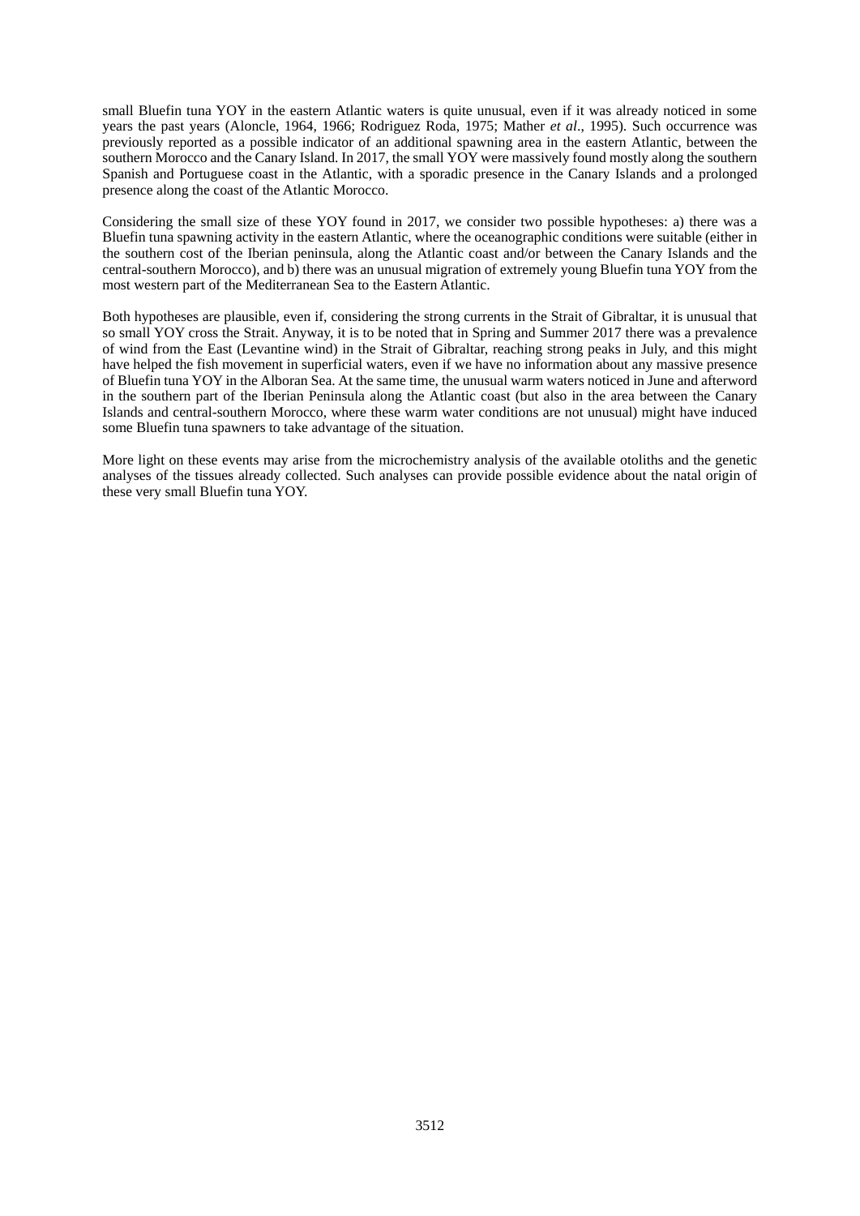small Bluefin tuna YOY in the eastern Atlantic waters is quite unusual, even if it was already noticed in some years the past years (Aloncle, 1964, 1966; Rodriguez Roda, 1975; Mather *et al*., 1995). Such occurrence was previously reported as a possible indicator of an additional spawning area in the eastern Atlantic, between the southern Morocco and the Canary Island. In 2017, the small YOY were massively found mostly along the southern Spanish and Portuguese coast in the Atlantic, with a sporadic presence in the Canary Islands and a prolonged presence along the coast of the Atlantic Morocco.

Considering the small size of these YOY found in 2017, we consider two possible hypotheses: a) there was a Bluefin tuna spawning activity in the eastern Atlantic, where the oceanographic conditions were suitable (either in the southern cost of the Iberian peninsula, along the Atlantic coast and/or between the Canary Islands and the central-southern Morocco), and b) there was an unusual migration of extremely young Bluefin tuna YOY from the most western part of the Mediterranean Sea to the Eastern Atlantic.

Both hypotheses are plausible, even if, considering the strong currents in the Strait of Gibraltar, it is unusual that so small YOY cross the Strait. Anyway, it is to be noted that in Spring and Summer 2017 there was a prevalence of wind from the East (Levantine wind) in the Strait of Gibraltar, reaching strong peaks in July, and this might have helped the fish movement in superficial waters, even if we have no information about any massive presence of Bluefin tuna YOY in the Alboran Sea. At the same time, the unusual warm waters noticed in June and afterword in the southern part of the Iberian Peninsula along the Atlantic coast (but also in the area between the Canary Islands and central-southern Morocco, where these warm water conditions are not unusual) might have induced some Bluefin tuna spawners to take advantage of the situation.

More light on these events may arise from the microchemistry analysis of the available otoliths and the genetic analyses of the tissues already collected. Such analyses can provide possible evidence about the natal origin of these very small Bluefin tuna YOY.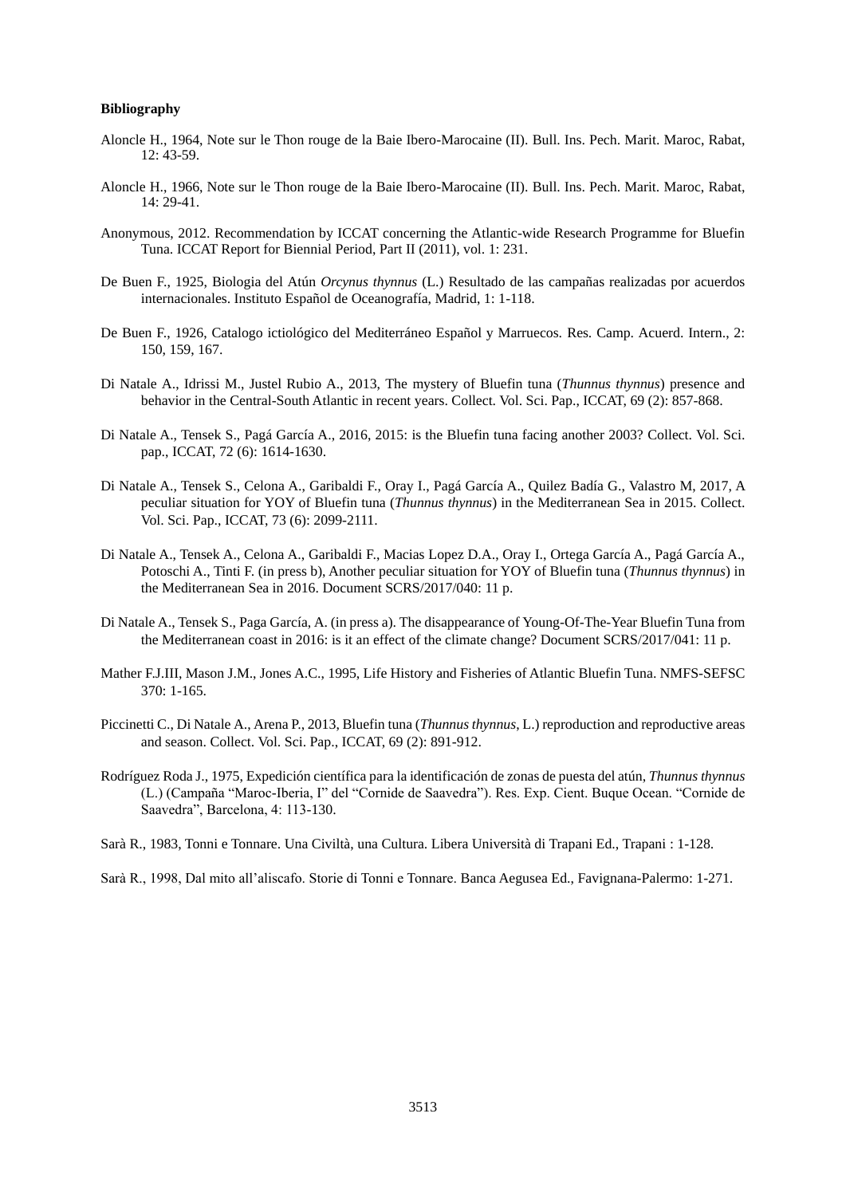**Bibliography**

Aloncle H., 1964, Note sur le Thon rouge de la Baie Ibero-Marocaine (II). Bull. Ins. Pech. Marit. Maroc, Rabat, 12: 43-59.

Aloncle H., 1966, Note sur le Thon rouge de la Baie Ibero-Marocaine (II). Bull. Ins. Pech. Marit. Maroc, Rabat, 14: 29-41.

Anonymous, 2012. Recommendation by ICCAT concerning the Atlantic-wide Research Programme for Bluefin Tuna. ICCAT Report for Biennial Period, Part II (2011), vol. 1: 231.

De Buen F., 1925, Biologia del Atún *Orcynus thynnus* (L.) Resultado de las campañas realizadas por acuerdos internacionales. Instituto Español de Oceanografía, Madrid, 1: 1-118.

De Buen F., 1926, Catalogo ictiológico del Mediterráneo Español y Marruecos. Res. Camp. Acuerd. Intern., 2: 150, 159, 167.

Di Natale A., Idrissi M., Justel Rubio A., 2013, The mystery of Bluefin tuna (*Thunnus thynnus*) presence and behavior in the Central-South Atlantic in recent years. Collect. Vol. Sci. Pap., ICCAT, 69 (2): 857-868.

Di Natale A., Tensek S., Pagá García A., 2016, 2015: is the Bluefin tuna facing another 2003? Collect. Vol. Sci. pap., ICCAT, 72 (6): 1614-1630.

Di Natale A., Tensek S., Celona A., Garibaldi F., Oray I., Pagá García A., Quilez Badía G., Valastro M, 2017, A peculiar situation for YOY of Bluefin tuna (*Thunnus thynnus*) in the Mediterranean Sea in 2015. Collect. Vol. Sci. Pap., ICCAT, 73 (6): 2099-2111.

Di Natale A., Tensek A., Celona A., Garibaldi F., Macias Lopez D.A., Oray I., Ortega García A., Pagá García A., Potoschi A., Tinti F. (in press b), Another peculiar situation for YOY of Bluefin tuna (*Thunnus thynnus*) in the Mediterranean Sea in 2016. Document SCRS/2017/040: 11 p.

Di Natale A., Tensek S., Paga García, A. (in press a). The disappearance of Young-Of-The-Year Bluefin Tuna from the Mediterranean coast in 2016: is it an effect of the climate change? Document SCRS/2017/041: 11 p.

Mather F.J.III, Mason J.M., Jones A.C., 1995, Life History and Fisheries of Atlantic Bluefin Tuna. NMFS-SEFSC 370: 1-165.

Piccinetti C., Di Natale A., Arena P., 2013, Bluefin tuna (*Thunnus thynnus*, L.) reproduction and reproductive areas and season. Collect. Vol. Sci. Pap., ICCAT, 69 (2): 891-912.

Rodríguez Roda J., 1975, Expedición científica para la identificación de zonas de puesta del atún, *Thunnus thynnus* (L.) (Campaña "Maroc-Iberia, I" del "Cornide de Saavedra"). Res. Exp. Cient. Buque Ocean. "Cornide de Saavedra", Barcelona, 4: 113-130.

Sarà R., 1983, Tonni e Tonnare. Una Civiltà, una Cultura. Libera Università di Trapani Ed., Trapani : 1-128.

Sarà R., 1998, Dal mito all'aliscafo. Storie di Tonni e Tonnare. Banca Aegusea Ed., Favignana-Palermo: 1-271.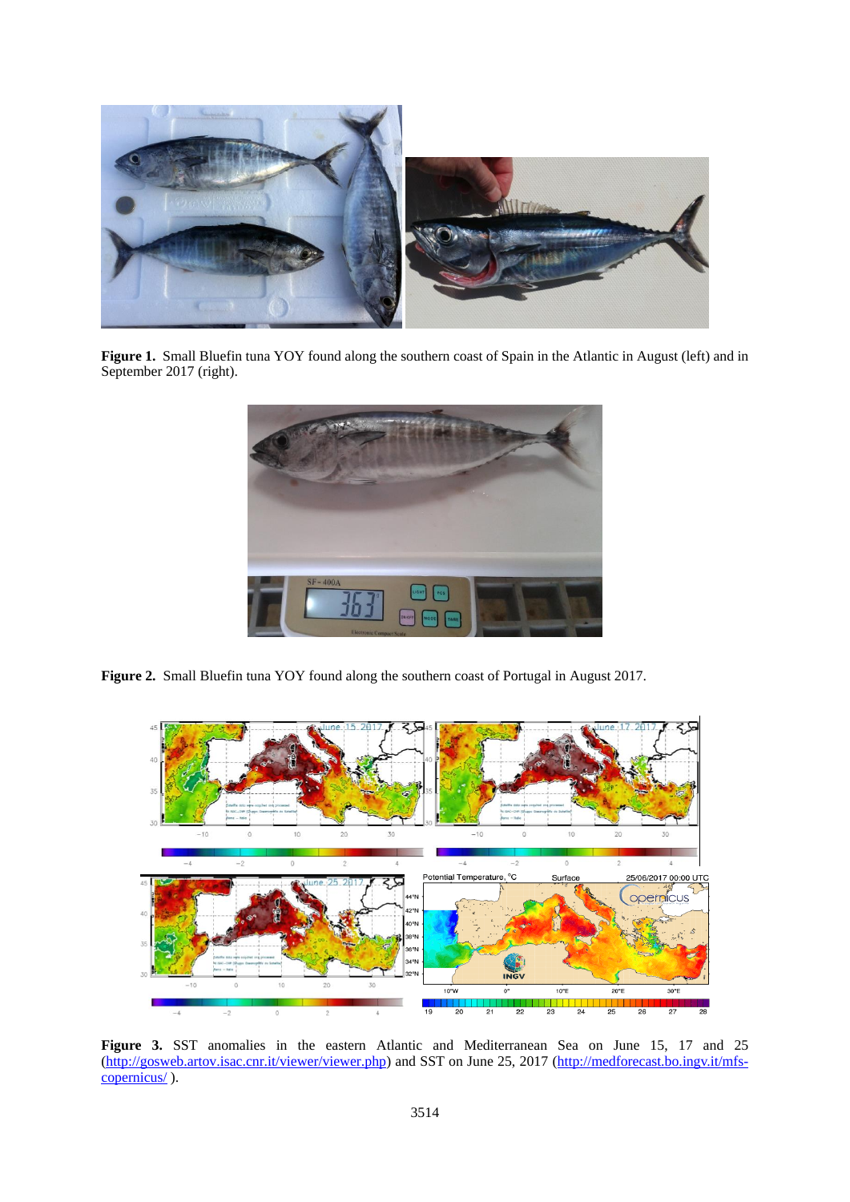**Figure 1.** Small Bluefin tuna YOY found along the southern coast of Spain in the Atlantic in August (left) and in September 2017 (right).

**Figure 2.** Small Bluefin tuna YOY found along the southern coast of Portugal in August 2017.

**Figure 3.** SST anomalies in the eastern Atlantic and Mediterranean Sea on June 15, 17 and 25 (http://gosweb.artov.isac.cnr.it/viewer/viewer.php) and SST on June 25, 2017 (http://medforecast.bo.ingv.it/mfs-copernicus/ ).